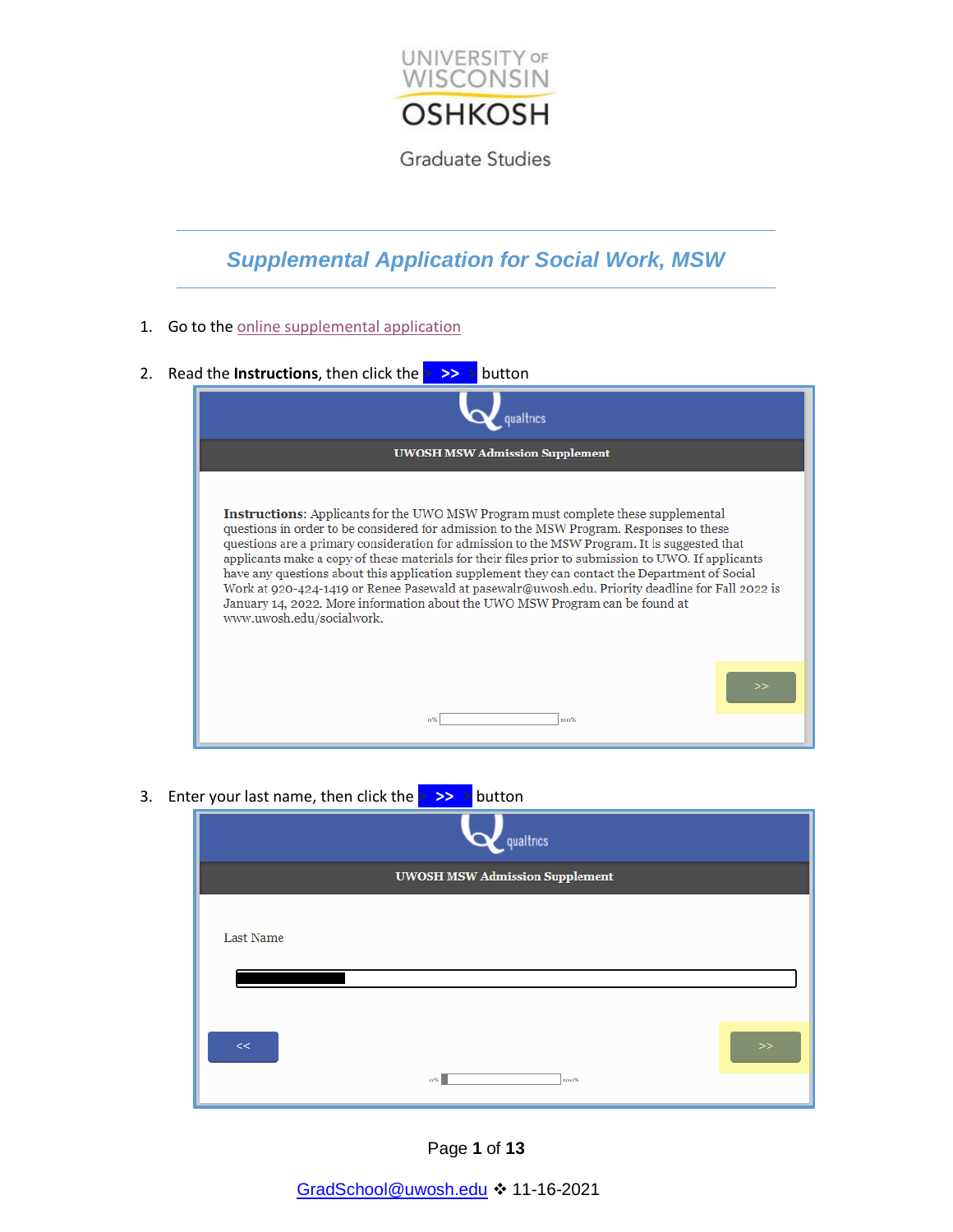UNIVERSITY OF WISCONSIN OSHKOSH

Graduate Studies

# Supplemental Application for Social Work, MSW

1. Go to the online supplemental application

2. Read the **Instructions**, then click the **>>** button

qualtrics

UWOSH MSW Admission Supplement

**Instructions**: Applicants for the UWO MSW Program must complete these supplemental questions in order to be considered for admission to the MSW Program. Responses to these questions are a primary consideration for admission to the MSW Program. It is suggested that applicants make a copy of these materials for their files prior to submission to UWO. If applicants have any questions about this application supplement they can contact the Department of Social Work at 920-424-1419 or Renee Pasewald at pasewalr@uwosh.edu. Priority deadline for Fall 2022 is January 14, 2022. More information about the UWO MSW Program can be found at www.uwosh.edu/socialwork.

>>

0% 100%

3. Enter your last name, then click the **>>** button

qualtrics

UWOSH MSW Admission Supplement

Last Name

<< >>

0% 100%

GradSchool@uwosh.edu ❖ 11-16-2021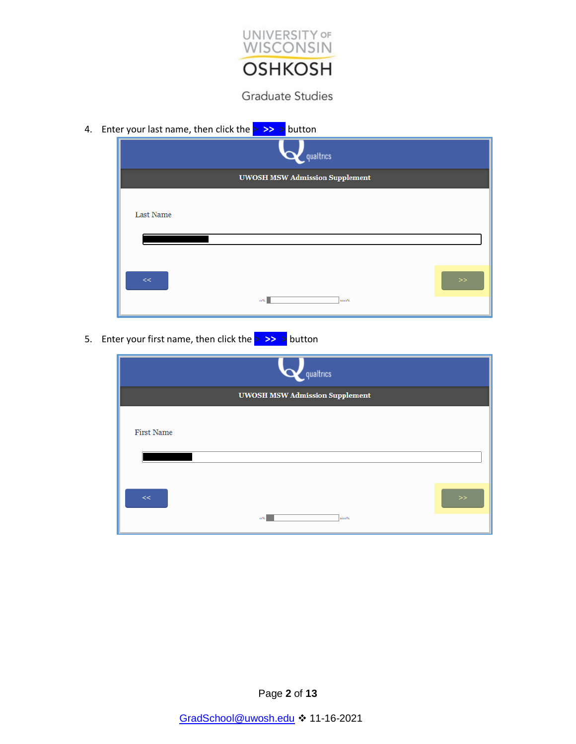4. Enter your last name, then click the >> button

UWOSH MSW Admission Supplement

Last Name

5. Enter your first name, then click the >> button

UWOSH MSW Admission Supplement

First Name

GradSchool@uwosh.edu ❖ 11-16-2021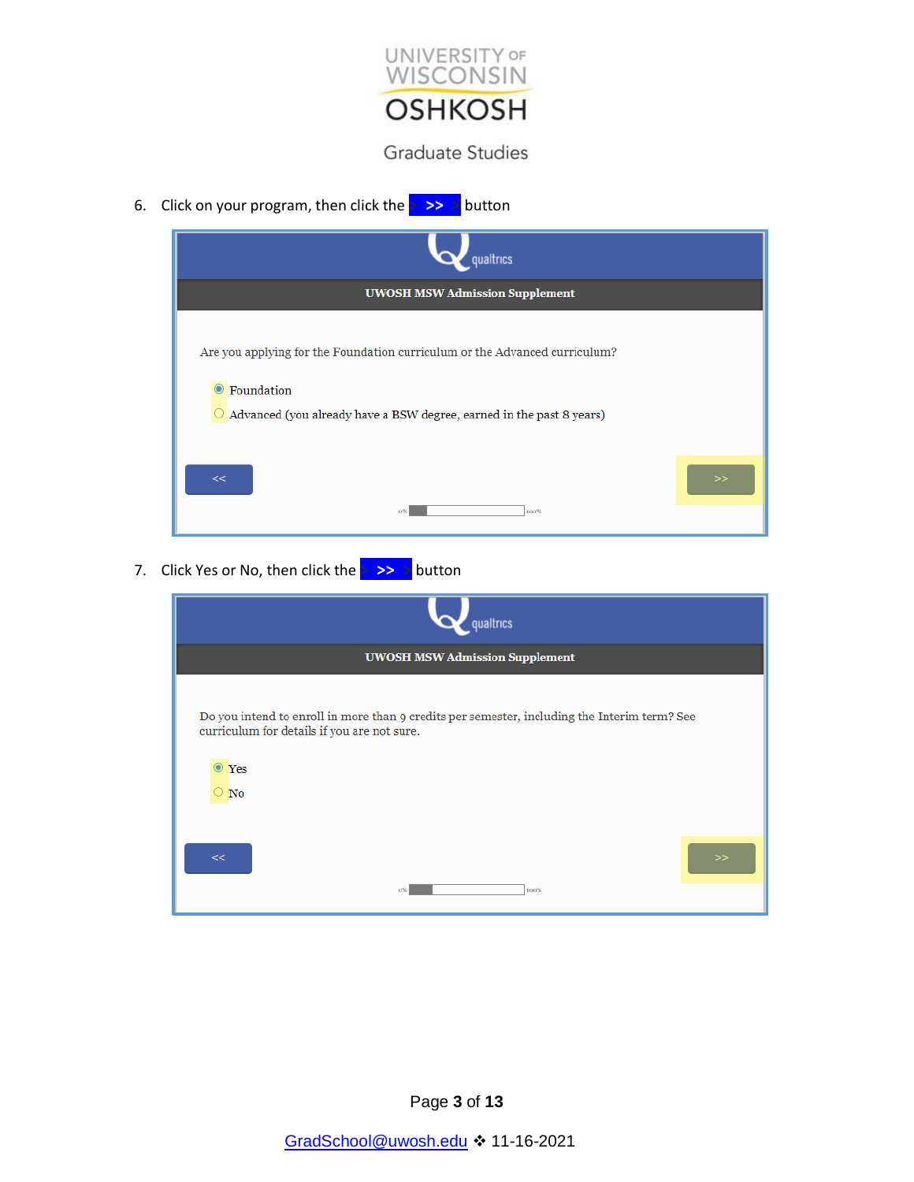6. Click on your program, then click the >> button

UWOSH MSW Admission Supplement

Are you applying for the Foundation curriculum or the Advanced curriculum?

- Foundation
- Advanced (you already have a BSW degree, earned in the past 8 years)

7. Click Yes or No, then click the >> button

UWOSH MSW Admission Supplement

Do you intend to enroll in more than 9 credits per semester, including the Interim term? See curriculum for details if you are not sure.

- Yes
- No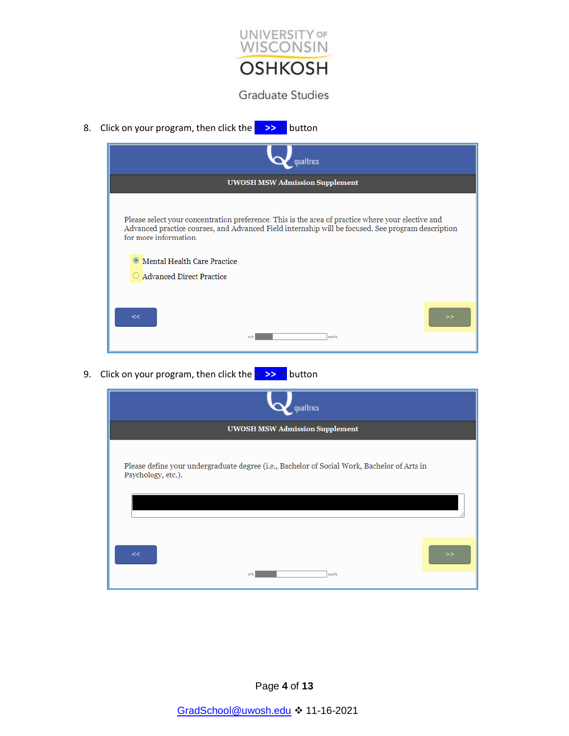8. Click on your program, then click the >> button

UWOSH MSW Admission Supplement

Please select your concentration preference. This is the area of practice where your elective and Advanced practice courses, and Advanced Field internship will be focused. See program description for more information.

- Mental Health Care Practice
- Advanced Direct Practice

<< >>

9. Click on your program, then click the >> button

UWOSH MSW Admission Supplement

Please define your undergraduate degree (i.e., Bachelor of Social Work, Bachelor of Arts in Psychology, etc.).

<< >>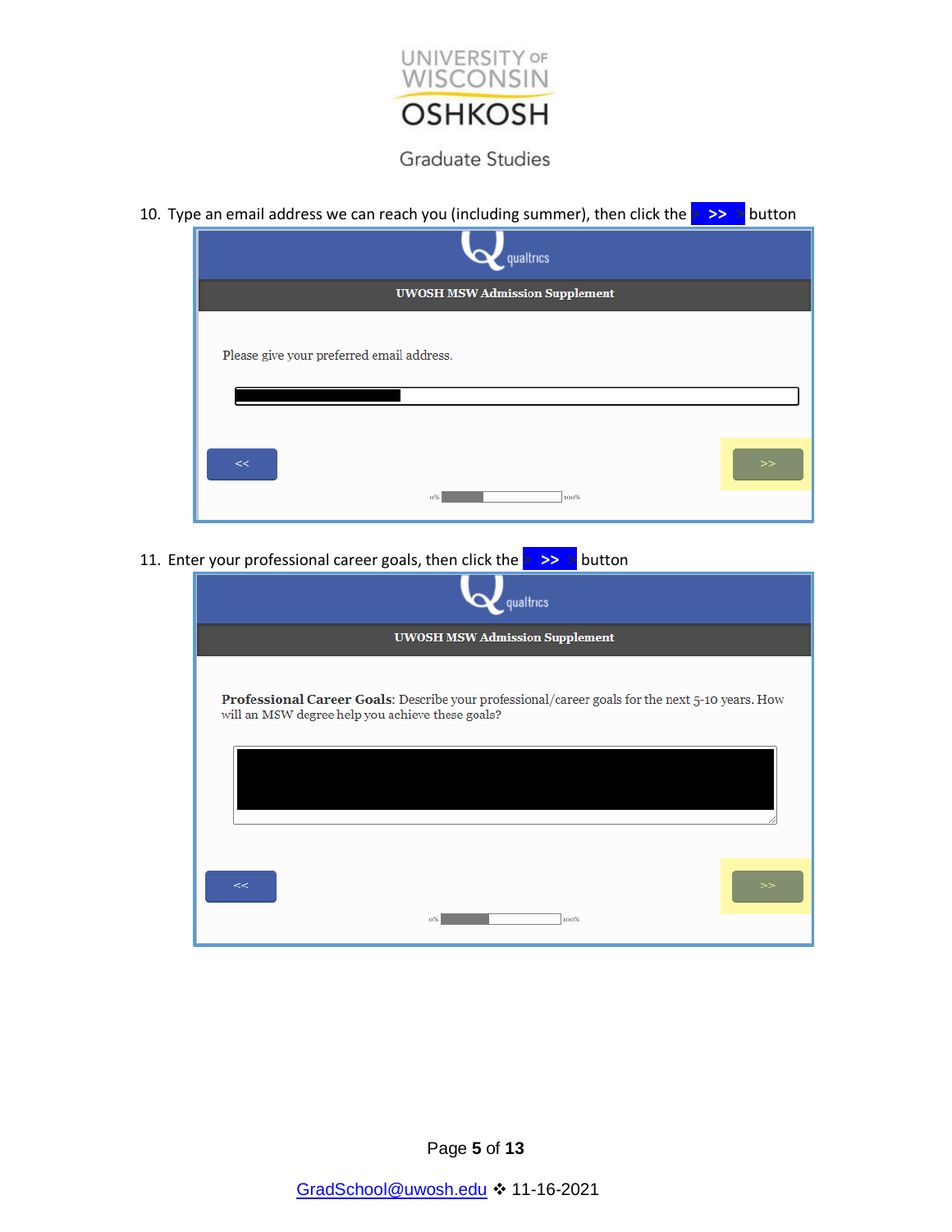10. Type an email address we can reach you (including summer), then click the **>>** button

qualtrics

**UWOSH MSW Admission Supplement**

Please give your preferred email address.

<< >>

0% 100%

11. Enter your professional career goals, then click the **>>** button

qualtrics

**UWOSH MSW Admission Supplement**

**Professional Career Goals**: Describe your professional/career goals for the next 5-10 years. How will an MSW degree help you achieve these goals?

<< >>

0% 100%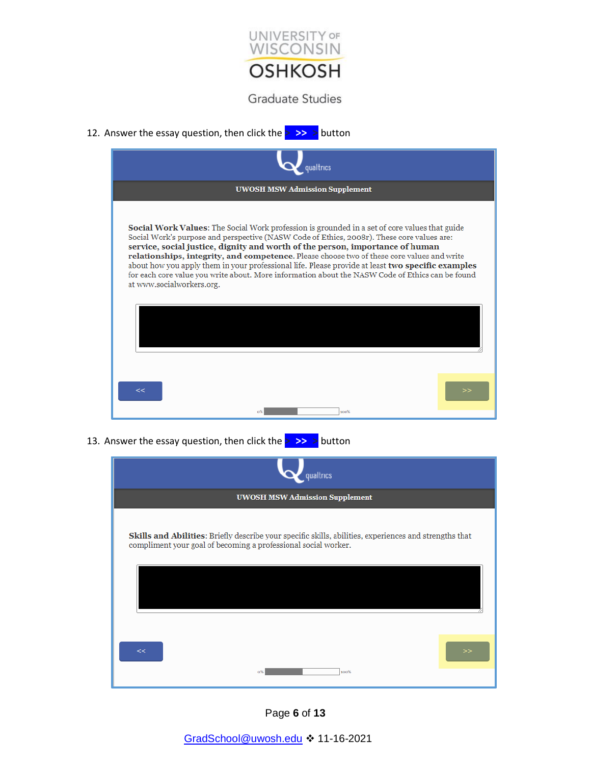12. Answer the essay question, then click the **>>** button

**UWOSH MSW Admission Supplement**

**Social Work Values**: The Social Work profession is grounded in a set of core values that guide Social Work's purpose and perspective (NASW Code of Ethics, 2008r). These core values are: **service, social justice, dignity and worth of the person, importance of human relationships, integrity, and competence.** Please choose two of these core values and write about how you apply them in your professional life. Please provide at least **two specific examples** for each core value you write about. More information about the NASW Code of Ethics can be found at www.socialworkers.org.

<< >>

0% 100%

13. Answer the essay question, then click the **>>** button

**UWOSH MSW Admission Supplement**

**Skills and Abilities**: Briefly describe your specific skills, abilities, experiences and strengths that compliment your goal of becoming a professional social worker.

<< >>

0% 100%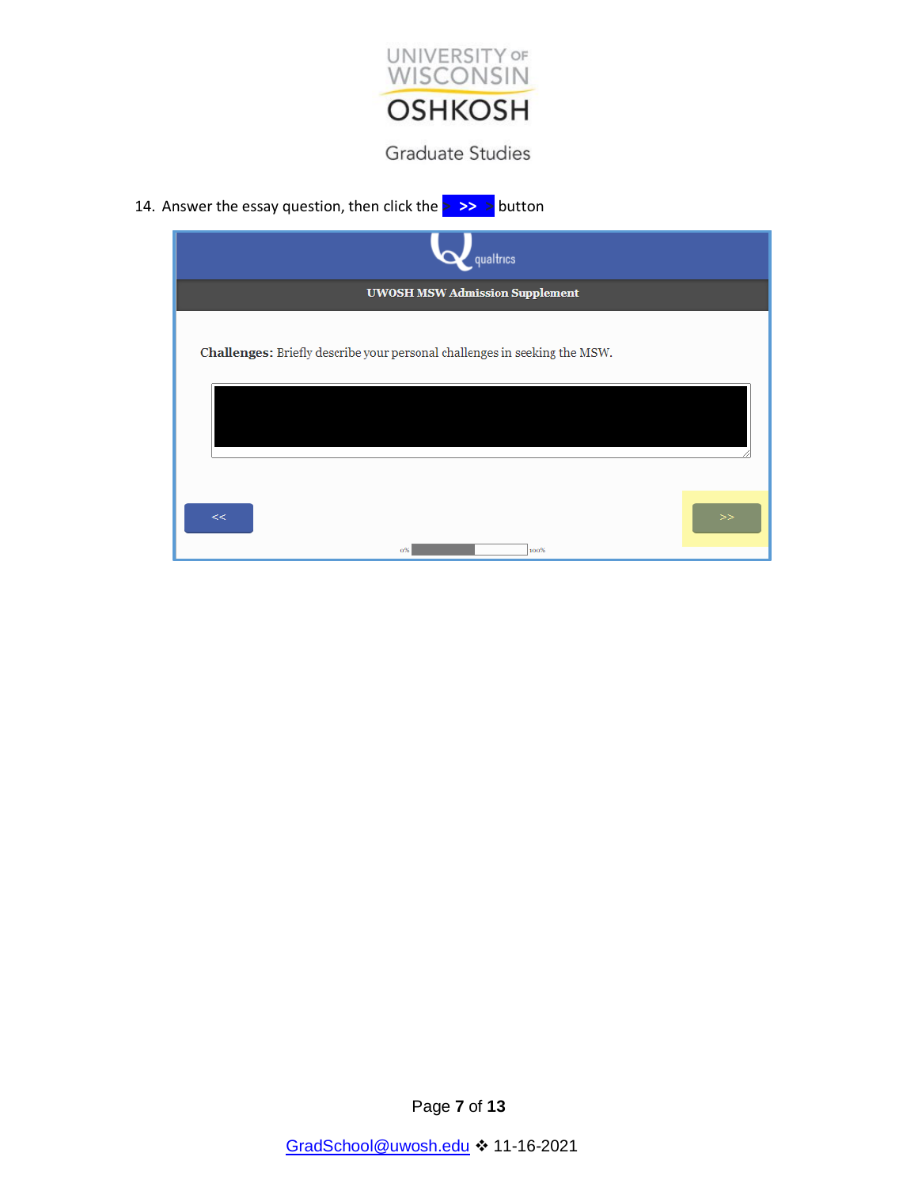14. Answer the essay question, then click the >> button

UWOSH MSW Admission Supplement

**Challenges:** Briefly describe your personal challenges in seeking the MSW.

<< >>

0% 100%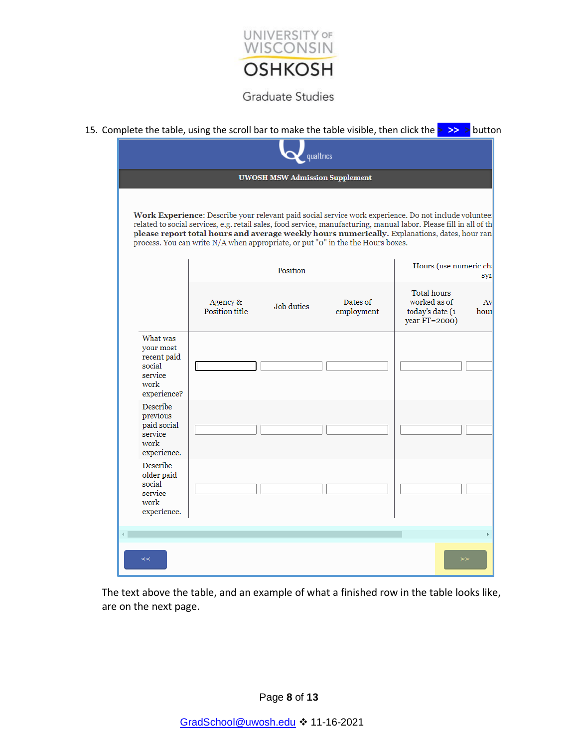University of Wisconsin Oshkosh

Graduate Studies

15. Complete the table, using the scroll bar to make the table visible, then click the **>>** button

qualtrics

**UWOSH MSW Admission Supplement**

**Work Experience**: Describe your relevant paid social service work experience. Do not include voluntee related to social services, e.g. retail sales, food service, manufacturing, manual labor. Please fill in all of th **please report total hours and average weekly hours numerically**. Explanations, dates, hour ran process. You can write N/A when appropriate, or put "0" in the the Hours boxes.

| | Position | | | Hours (use numeric ch syr | |
|---|---|---|---|---|---|
| | Agency & Position title | Job duties | Dates of employment | Total hours worked as of today's date (1 year FT=2000) | Av hour |
| What was your most recent paid social service work experience? | | | | | |
| Describe previous paid social service work experience. | | | | | |
| Describe older paid social service work experience. | | | | | |

<< >>

The text above the table, and an example of what a finished row in the table looks like, are on the next page.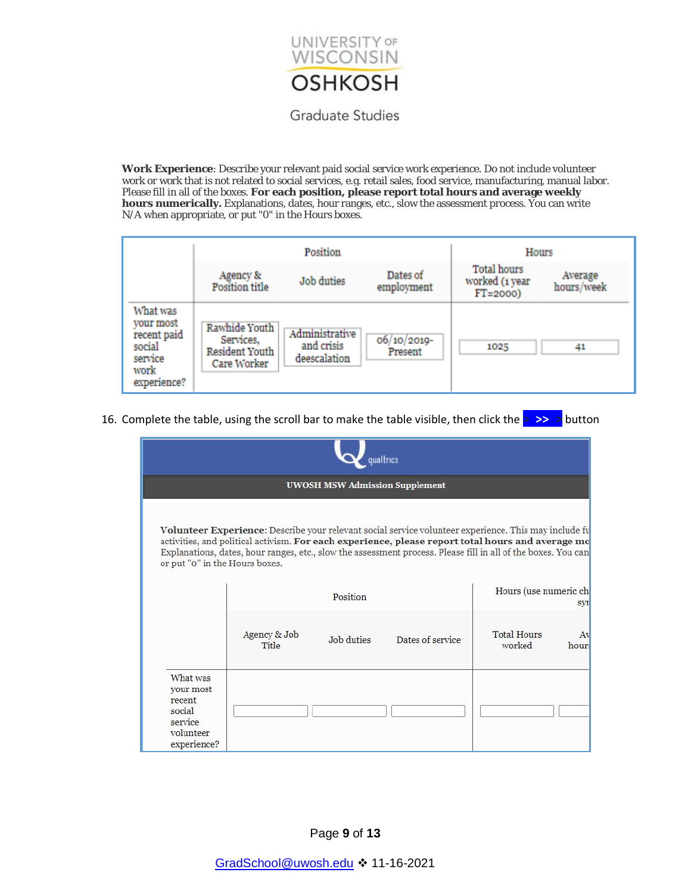**Work Experience**: Describe your relevant paid social service work experience. Do not include volunteer work or work that is not related to social services, e.g. retail sales, food service, manufacturing, manual labor. Please fill in all of the boxes. **For each position, please report total hours and average weekly hours numerically.** Explanations, dates, hour ranges, etc., slow the assessment process. You can write N/A when appropriate, or put "0" in the Hours boxes.

| | Position | | | Hours | |
|---|---|---|---|---|---|
| | Agency & Position title | Job duties | Dates of employment | Total hours worked (1 year FT=2000) | Average hours/week |
| What was your most recent paid social service work experience? | Rawhide Youth Services, Resident Youth Care Worker | Administrative and crisis deescalation | 06/10/2019-Present | 1025 | 41 |

16. Complete the table, using the scroll bar to make the table visible, then click the >> button

qualtrics

**UWOSH MSW Admission Supplement**

**Volunteer Experience**: Describe your relevant social service volunteer experience. This may include fu activities, and political activism. **For each experience, please report total hours and average mo** Explanations, dates, hour ranges, etc., slow the assessment process. Please fill in all of the boxes. You can or put "0" in the Hours boxes.

| | Position | | | Hours (use numeric ch sy | |
|---|---|---|---|---|---|
| | Agency & Job Title | Job duties | Dates of service | Total Hours worked | Av hour |
| What was your most recent social service volunteer experience? | | | | | |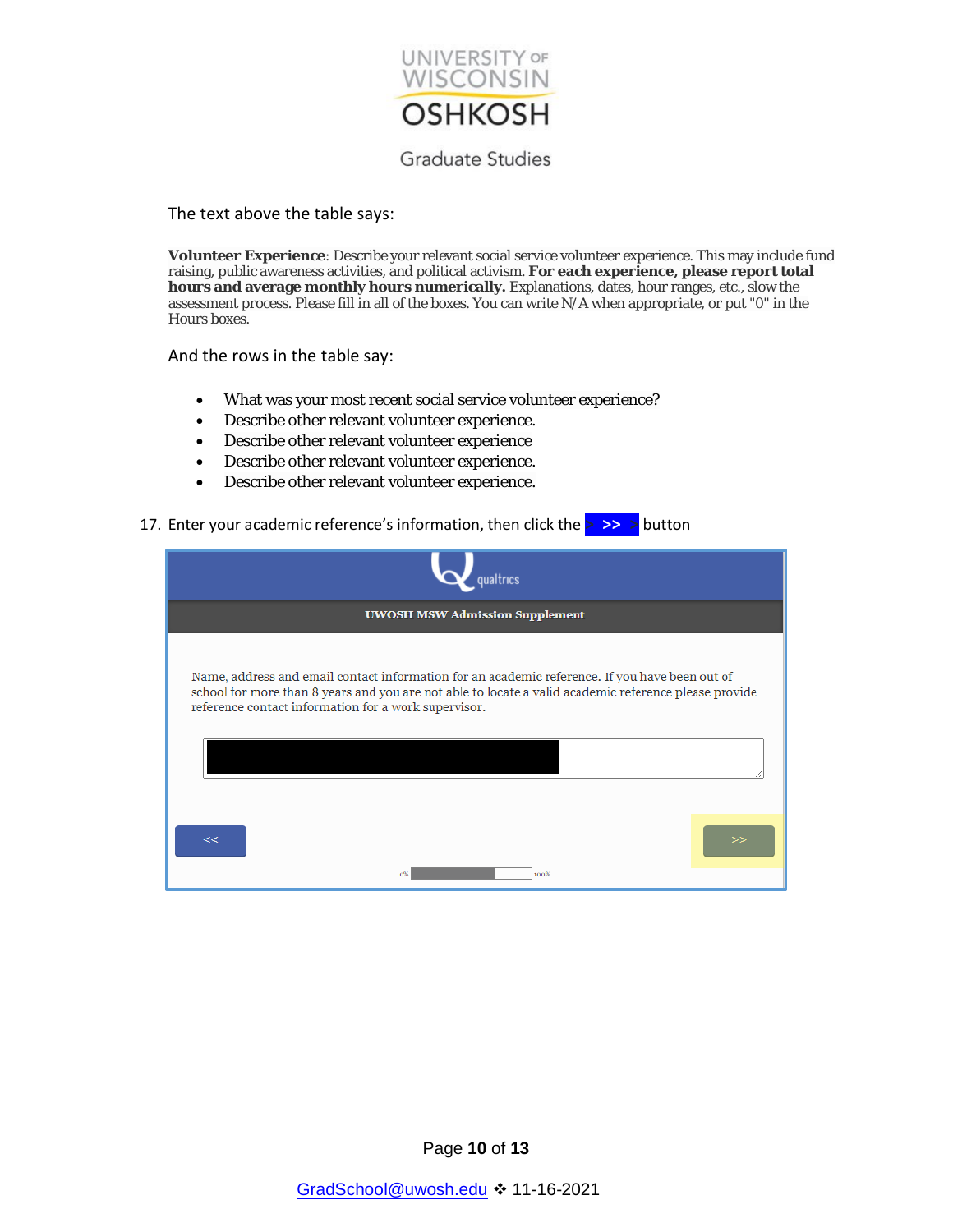The text above the table says:

**Volunteer Experience**: Describe your relevant social service volunteer experience. This may include fund raising, public awareness activities, and political activism. **For each experience, please report total hours and average monthly hours numerically.** Explanations, dates, hour ranges, etc., slow the assessment process. Please fill in all of the boxes. You can write N/A when appropriate, or put "0" in the Hours boxes.

And the rows in the table say:

- What was your most recent social service volunteer experience?
- Describe other relevant volunteer experience.
- Describe other relevant volunteer experience
- Describe other relevant volunteer experience.
- Describe other relevant volunteer experience.

17. Enter your academic reference's information, then click the **>>** button

qualtrics

**UWOSH MSW Admission Supplement**

Name, address and email contact information for an academic reference. If you have been out of school for more than 8 years and you are not able to locate a valid academic reference please provide reference contact information for a work supervisor.

<< >>

0% 100%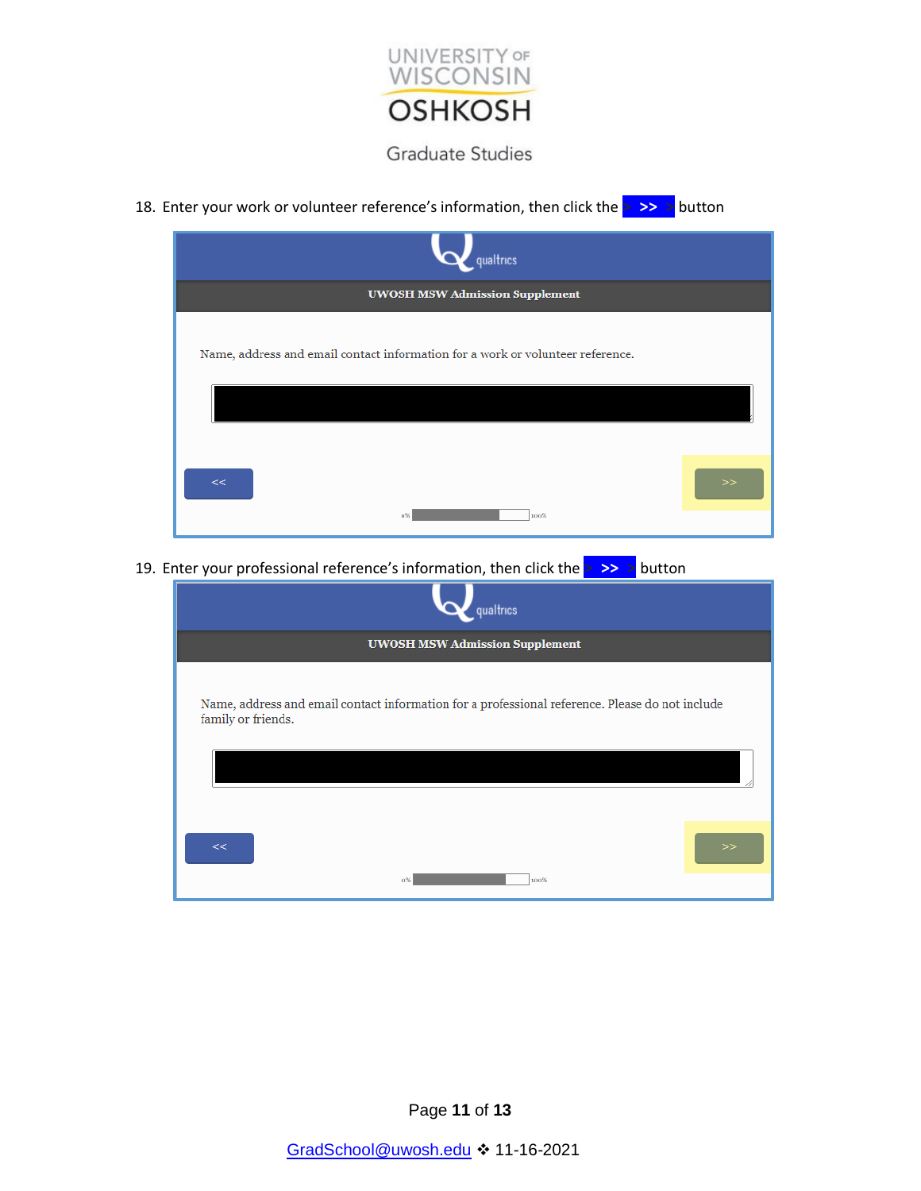18. Enter your work or volunteer reference's information, then click the **>>** button

qualtrics

**UWOSH MSW Admission Supplement**

Name, address and email contact information for a work or volunteer reference.

<< >>

0% 100%

19. Enter your professional reference's information, then click the **>>** button

qualtrics

**UWOSH MSW Admission Supplement**

Name, address and email contact information for a professional reference. Please do not include family or friends.

<< >>

0% 100%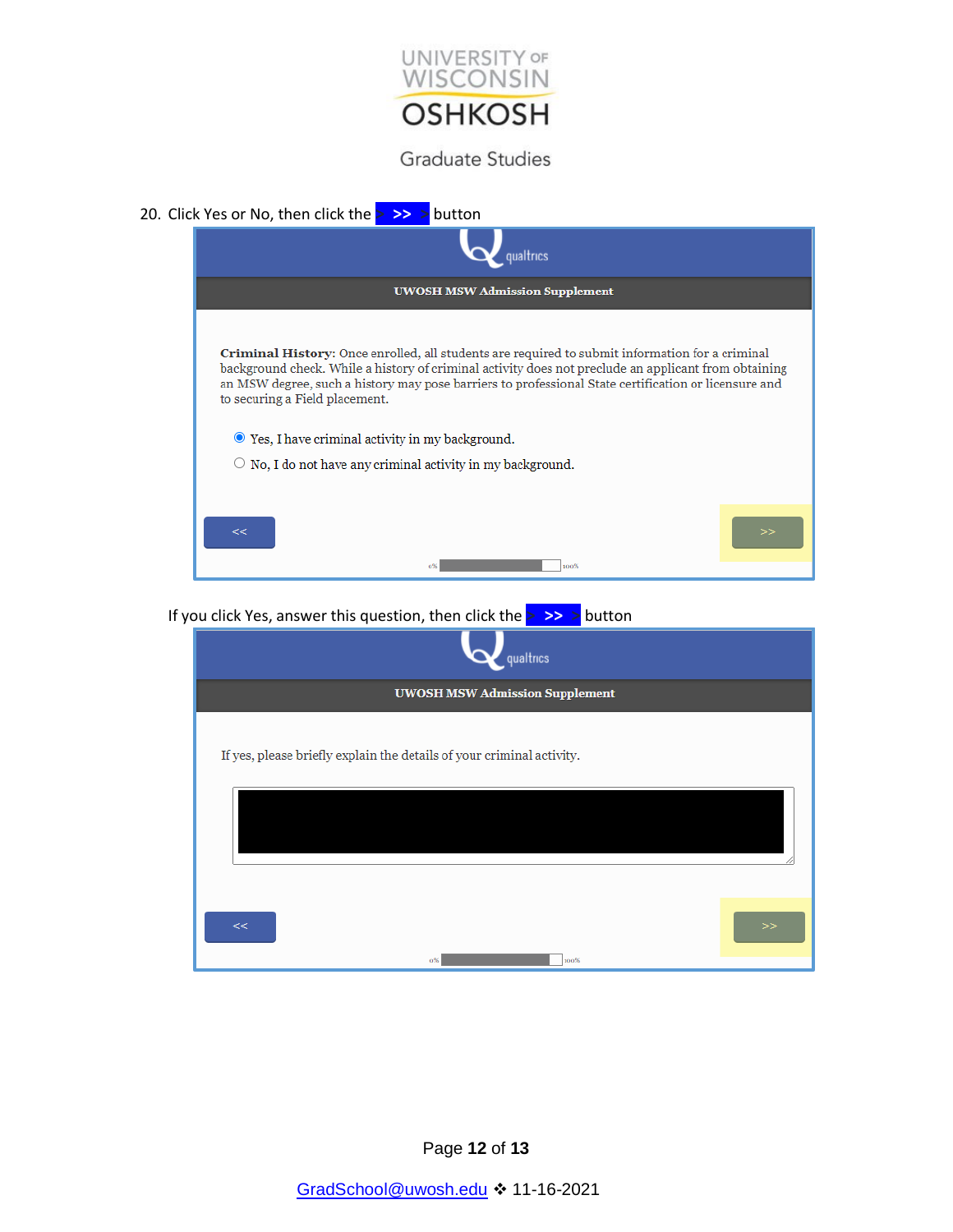UNIVERSITY OF WISCONSIN OSHKOSH

Graduate Studies

20. Click Yes or No, then click the >> button

qualtrics

**UWOSH MSW Admission Supplement**

**Criminal History**: Once enrolled, all students are required to submit information for a criminal background check. While a history of criminal activity does not preclude an applicant from obtaining an MSW degree, such a history may pose barriers to professional State certification or licensure and to securing a Field placement.

- (selected) Yes, I have criminal activity in my background.
- No, I do not have any criminal activity in my background.

<< >>

0% 100%

If you click Yes, answer this question, then click the >> button

qualtrics

**UWOSH MSW Admission Supplement**

If yes, please briefly explain the details of your criminal activity.

<< >>

0% 100%

GradSchool@uwosh.edu ❖ 11-16-2021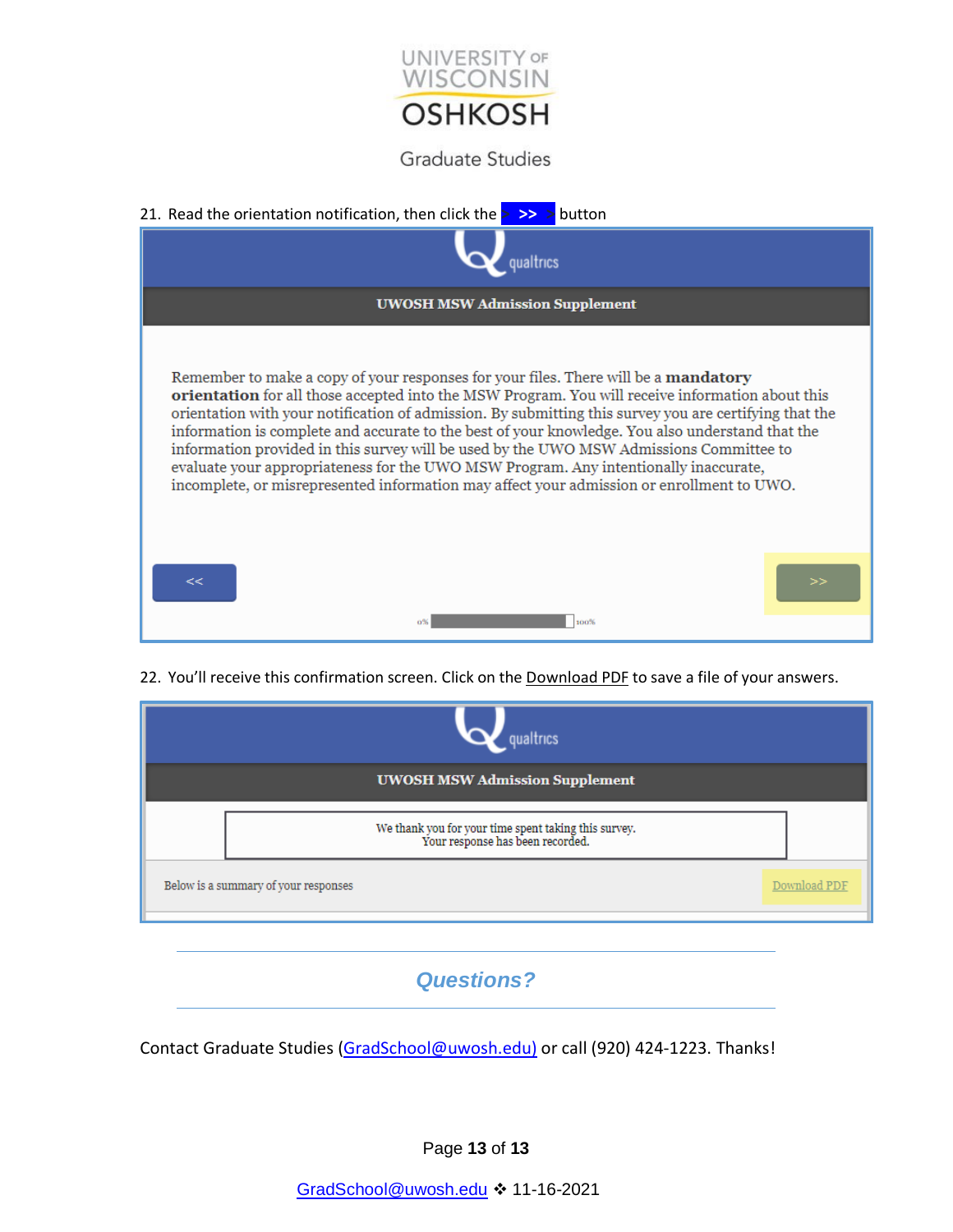University of Wisconsin Oshkosh

Graduate Studies

21. Read the orientation notification, then click the >> button

qualtrics

UWOSH MSW Admission Supplement

Remember to make a copy of your responses for your files. There will be a **mandatory orientation** for all those accepted into the MSW Program. You will receive information about this orientation with your notification of admission. By submitting this survey you are certifying that the information is complete and accurate to the best of your knowledge. You also understand that the information provided in this survey will be used by the UWO MSW Admissions Committee to evaluate your appropriateness for the UWO MSW Program. Any intentionally inaccurate, incomplete, or misrepresented information may affect your admission or enrollment to UWO.

<< >>

0% 100%

22. You'll receive this confirmation screen. Click on the Download PDF to save a file of your answers.

qualtrics

UWOSH MSW Admission Supplement

We thank you for your time spent taking this survey.
Your response has been recorded.

Below is a summary of your responses Download PDF

## *Questions?*

Contact Graduate Studies (GradSchool@uwosh.edu) or call (920) 424-1223. Thanks!

GradSchool@uwosh.edu ❖ 11-16-2021